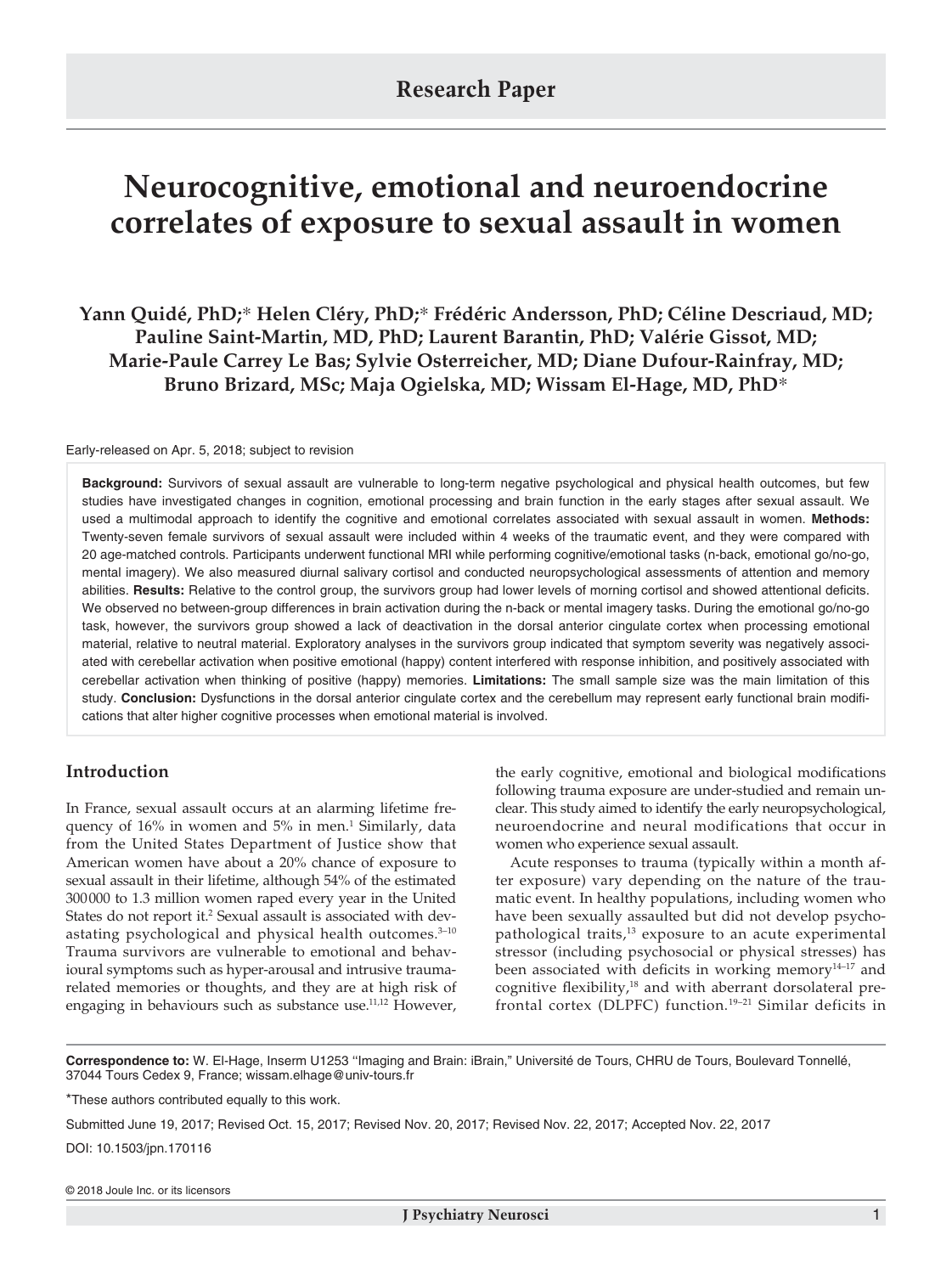Research Paper

# Neurocognitive, emotional and neuroendocrine correlates of exposure to sexual assault in women

**Yann Quidé, PhD;* Helen Cléry, PhD;* Frédéric Andersson, PhD; Céline Descriaud, MD; Pauline Saint-Martin, MD, PhD; Laurent Barantin, PhD; Valérie Gissot, MD; Marie-Paule Carrey Le Bas; Sylvie Osterreicher, MD; Diane Dufour-Rainfray, MD; Bruno Brizard, MSc; Maja Ogielska, MD; Wissam El-Hage, MD, PhD***

Early-released on Apr. 5, 2018; subject to revision

**Background:** Survivors of sexual assault are vulnerable to long-term negative psychological and physical health outcomes, but few studies have investigated changes in cognition, emotional processing and brain function in the early stages after sexual assault. We used a multimodal approach to identify the cognitive and emotional correlates associated with sexual assault in women. **Methods:** Twenty-seven female survivors of sexual assault were included within 4 weeks of the traumatic event, and they were compared with 20 age-matched controls. Participants underwent functional MRI while performing cognitive/emotional tasks (n-back, emotional go/no-go, mental imagery). We also measured diurnal salivary cortisol and conducted neuropsychological assessments of attention and memory abilities. **Results:** Relative to the control group, the survivors group had lower levels of morning cortisol and showed attentional deficits. We observed no between-group differences in brain activation during the n-back or mental imagery tasks. During the emotional go/no-go task, however, the survivors group showed a lack of deactivation in the dorsal anterior cingulate cortex when processing emotional material, relative to neutral material. Exploratory analyses in the survivors group indicated that symptom severity was negatively associated with cerebellar activation when positive emotional (happy) content interfered with response inhibition, and positively associated with cerebellar activation when thinking of positive (happy) memories. **Limitations:** The small sample size was the main limitation of this study. **Conclusion:** Dysfunctions in the dorsal anterior cingulate cortex and the cerebellum may represent early functional brain modifications that alter higher cognitive processes when emotional material is involved.

## Introduction

In France, sexual assault occurs at an alarming lifetime frequency of 16% in women and 5% in men.[1] Similarly, data from the United States Department of Justice show that American women have about a 20% chance of exposure to sexual assault in their lifetime, although 54% of the estimated 300000 to 1.3 million women raped every year in the United States do not report it.[2] Sexual assault is associated with devastating psychological and physical health outcomes.[3–10] Trauma survivors are vulnerable to emotional and behavioural symptoms such as hyper-arousal and intrusive trauma-related memories or thoughts, and they are at high risk of engaging in behaviours such as substance use.[11,12] However, the early cognitive, emotional and biological modifications following trauma exposure are under-studied and remain unclear. This study aimed to identify the early neuropsychological, neuroendocrine and neural modifications that occur in women who experience sexual assault.

Acute responses to trauma (typically within a month after exposure) vary depending on the nature of the traumatic event. In healthy populations, including women who have been sexually assaulted but did not develop psychopathological traits,[13] exposure to an acute experimental stressor (including psychosocial or physical stresses) has been associated with deficits in working memory[14–17] and cognitive flexibility,[18] and with aberrant dorsolateral prefrontal cortex (DLPFC) function.[19–21] Similar deficits in

**Correspondence to:** W. El-Hage, Inserm U1253 "Imaging and Brain: iBrain," Université de Tours, CHRU de Tours, Boulevard Tonnellé, 37044 Tours Cedex 9, France; wissam.elhage@univ-tours.fr

*These authors contributed equally to this work.

Submitted June 19, 2017; Revised Oct. 15, 2017; Revised Nov. 20, 2017; Revised Nov. 22, 2017; Accepted Nov. 22, 2017

DOI: 10.1503/jpn.170116

© 2018 Joule Inc. or its licensors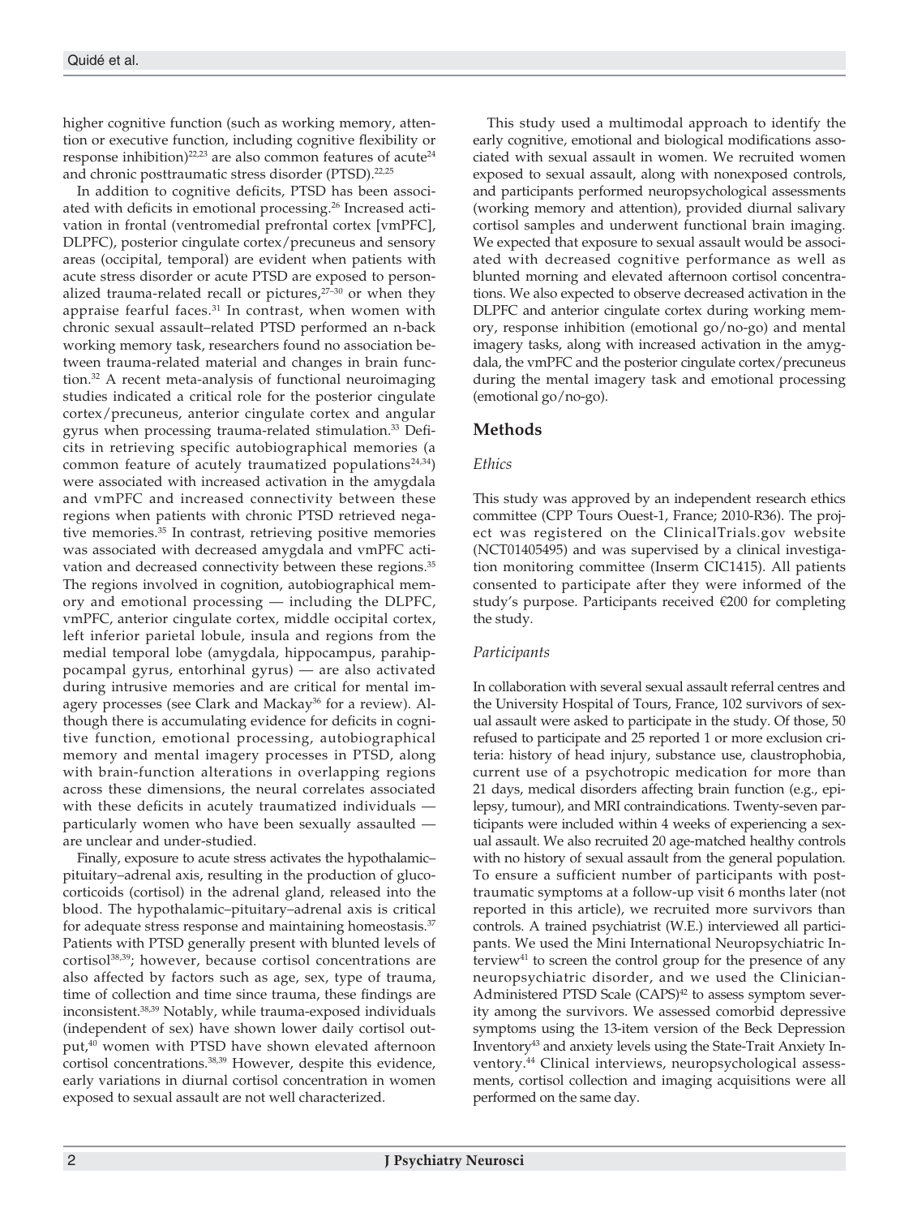higher cognitive function (such as working memory, attention or executive function, including cognitive flexibility or response inhibition)[22,23] are also common features of acute[24] and chronic posttraumatic stress disorder (PTSD).[22,25]

In addition to cognitive deficits, PTSD has been associated with deficits in emotional processing.[26] Increased activation in frontal (ventromedial prefrontal cortex [vmPFC], DLPFC), posterior cingulate cortex/precuneus and sensory areas (occipital, temporal) are evident when patients with acute stress disorder or acute PTSD are exposed to personalized trauma-related recall or pictures,[27–30] or when they appraise fearful faces.[31] In contrast, when women with chronic sexual assault–related PTSD performed an n-back working memory task, researchers found no association between trauma-related material and changes in brain function.[32] A recent meta-analysis of functional neuroimaging studies indicated a critical role for the posterior cingulate cortex/precuneus, anterior cingulate cortex and angular gyrus when processing trauma-related stimulation.[33] Deficits in retrieving specific autobiographical memories (a common feature of acutely traumatized populations[24,34]) were associated with increased activation in the amygdala and vmPFC and increased connectivity between these regions when patients with chronic PTSD retrieved negative memories.[35] In contrast, retrieving positive memories was associated with decreased amygdala and vmPFC activation and decreased connectivity between these regions.[35] The regions involved in cognition, autobiographical memory and emotional processing — including the DLPFC, vmPFC, anterior cingulate cortex, middle occipital cortex, left inferior parietal lobule, insula and regions from the medial temporal lobe (amygdala, hippocampus, parahippocampal gyrus, entorhinal gyrus) — are also activated during intrusive memories and are critical for mental imagery processes (see Clark and Mackay[36] for a review). Although there is accumulating evidence for deficits in cognitive function, emotional processing, autobiographical memory and mental imagery processes in PTSD, along with brain-function alterations in overlapping regions across these dimensions, the neural correlates associated with these deficits in acutely traumatized individuals — particularly women who have been sexually assaulted — are unclear and under-studied.

Finally, exposure to acute stress activates the hypothalamic–pituitary–adrenal axis, resulting in the production of glucocorticoids (cortisol) in the adrenal gland, released into the blood. The hypothalamic–pituitary–adrenal axis is critical for adequate stress response and maintaining homeostasis.[37] Patients with PTSD generally present with blunted levels of cortisol[38,39]; however, because cortisol concentrations are also affected by factors such as age, sex, type of trauma, time of collection and time since trauma, these findings are inconsistent.[38,39] Notably, while trauma-exposed individuals (independent of sex) have shown lower daily cortisol output,[40] women with PTSD have shown elevated afternoon cortisol concentrations.[38,39] However, despite this evidence, early variations in diurnal cortisol concentration in women exposed to sexual assault are not well characterized.

This study used a multimodal approach to identify the early cognitive, emotional and biological modifications associated with sexual assault in women. We recruited women exposed to sexual assault, along with nonexposed controls, and participants performed neuropsychological assessments (working memory and attention), provided diurnal salivary cortisol samples and underwent functional brain imaging. We expected that exposure to sexual assault would be associated with decreased cognitive performance as well as blunted morning and elevated afternoon cortisol concentrations. We also expected to observe decreased activation in the DLPFC and anterior cingulate cortex during working memory, response inhibition (emotional go/no-go) and mental imagery tasks, along with increased activation in the amygdala, the vmPFC and the posterior cingulate cortex/precuneus during the mental imagery task and emotional processing (emotional go/no-go).

## Methods

### *Ethics*

This study was approved by an independent research ethics committee (CPP Tours Ouest-1, France; 2010-R36). The project was registered on the ClinicalTrials.gov website (NCT01405495) and was supervised by a clinical investigation monitoring committee (Inserm CIC1415). All patients consented to participate after they were informed of the study's purpose. Participants received €200 for completing the study.

### *Participants*

In collaboration with several sexual assault referral centres and the University Hospital of Tours, France, 102 survivors of sexual assault were asked to participate in the study. Of those, 50 refused to participate and 25 reported 1 or more exclusion criteria: history of head injury, substance use, claustrophobia, current use of a psychotropic medication for more than 21 days, medical disorders affecting brain function (e.g., epilepsy, tumour), and MRI contraindications. Twenty-seven participants were included within 4 weeks of experiencing a sexual assault. We also recruited 20 age-matched healthy controls with no history of sexual assault from the general population. To ensure a sufficient number of participants with posttraumatic symptoms at a follow-up visit 6 months later (not reported in this article), we recruited more survivors than controls. A trained psychiatrist (W.E.) interviewed all participants. We used the Mini International Neuropsychiatric Interview[41] to screen the control group for the presence of any neuropsychiatric disorder, and we used the Clinician-Administered PTSD Scale (CAPS)[42] to assess symptom severity among the survivors. We assessed comorbid depressive symptoms using the 13-item version of the Beck Depression Inventory[43] and anxiety levels using the State-Trait Anxiety Inventory.[44] Clinical interviews, neuropsychological assessments, cortisol collection and imaging acquisitions were all performed on the same day.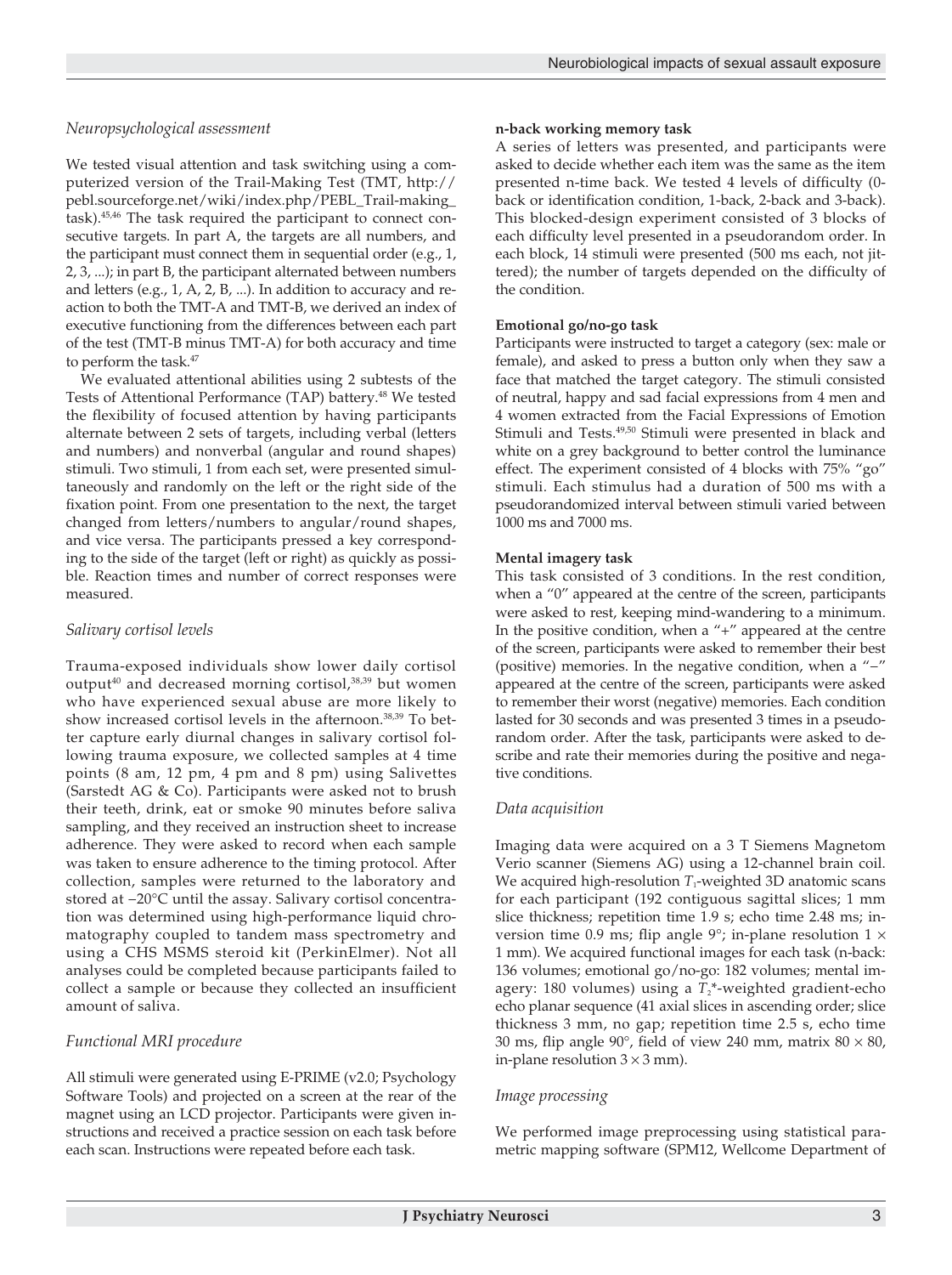### *Neuropsychological assessment*

We tested visual attention and task switching using a computerized version of the Trail-Making Test (TMT, http://pebl.sourceforge.net/wiki/index.php/PEBL_Trail-making_task).[45,46] The task required the participant to connect consecutive targets. In part A, the targets are all numbers, and the participant must connect them in sequential order (e.g., 1, 2, 3, ...); in part B, the participant alternated between numbers and letters (e.g., 1, A, 2, B, ...). In addition to accuracy and reaction to both the TMT-A and TMT-B, we derived an index of executive functioning from the differences between each part of the test (TMT-B minus TMT-A) for both accuracy and time to perform the task.[47]

We evaluated attentional abilities using 2 subtests of the Tests of Attentional Performance (TAP) battery.[48] We tested the flexibility of focused attention by having participants alternate between 2 sets of targets, including verbal (letters and numbers) and nonverbal (angular and round shapes) stimuli. Two stimuli, 1 from each set, were presented simultaneously and randomly on the left or the right side of the fixation point. From one presentation to the next, the target changed from letters/numbers to angular/round shapes, and vice versa. The participants pressed a key corresponding to the side of the target (left or right) as quickly as possible. Reaction times and number of correct responses were measured.

### *Salivary cortisol levels*

Trauma-exposed individuals show lower daily cortisol output[40] and decreased morning cortisol,[38,39] but women who have experienced sexual abuse are more likely to show increased cortisol levels in the afternoon.[38,39] To better capture early diurnal changes in salivary cortisol following trauma exposure, we collected samples at 4 time points (8 am, 12 pm, 4 pm and 8 pm) using Salivettes (Sarstedt AG & Co). Participants were asked not to brush their teeth, drink, eat or smoke 90 minutes before saliva sampling, and they received an instruction sheet to increase adherence. They were asked to record when each sample was taken to ensure adherence to the timing protocol. After collection, samples were returned to the laboratory and stored at −20°C until the assay. Salivary cortisol concentration was determined using high-performance liquid chromatography coupled to tandem mass spectrometry and using a CHS MSMS steroid kit (PerkinElmer). Not all analyses could be completed because participants failed to collect a sample or because they collected an insufficient amount of saliva.

### *Functional MRI procedure*

All stimuli were generated using E-PRIME (v2.0; Psychology Software Tools) and projected on a screen at the rear of the magnet using an LCD projector. Participants were given instructions and received a practice session on each task before each scan. Instructions were repeated before each task.

#### **n-back working memory task**

A series of letters was presented, and participants were asked to decide whether each item was the same as the item presented n-time back. We tested 4 levels of difficulty (0-back or identification condition, 1-back, 2-back and 3-back). This blocked-design experiment consisted of 3 blocks of each difficulty level presented in a pseudorandom order. In each block, 14 stimuli were presented (500 ms each, not jittered); the number of targets depended on the difficulty of the condition.

#### **Emotional go/no-go task**

Participants were instructed to target a category (sex: male or female), and asked to press a button only when they saw a face that matched the target category. The stimuli consisted of neutral, happy and sad facial expressions from 4 men and 4 women extracted from the Facial Expressions of Emotion Stimuli and Tests.[49,50] Stimuli were presented in black and white on a grey background to better control the luminance effect. The experiment consisted of 4 blocks with 75% "go" stimuli. Each stimulus had a duration of 500 ms with a pseudorandomized interval between stimuli varied between 1000 ms and 7000 ms.

#### **Mental imagery task**

This task consisted of 3 conditions. In the rest condition, when a "0" appeared at the centre of the screen, participants were asked to rest, keeping mind-wandering to a minimum. In the positive condition, when a "+" appeared at the centre of the screen, participants were asked to remember their best (positive) memories. In the negative condition, when a "−" appeared at the centre of the screen, participants were asked to remember their worst (negative) memories. Each condition lasted for 30 seconds and was presented 3 times in a pseudorandom order. After the task, participants were asked to describe and rate their memories during the positive and negative conditions.

### *Data acquisition*

Imaging data were acquired on a 3 T Siemens Magnetom Verio scanner (Siemens AG) using a 12-channel brain coil. We acquired high-resolution $T_1$-weighted 3D anatomic scans for each participant (192 contiguous sagittal slices; 1 mm slice thickness; repetition time 1.9 s; echo time 2.48 ms; inversion time 0.9 ms; flip angle 9°; in-plane resolution 1 × 1 mm). We acquired functional images for each task (n-back: 136 volumes; emotional go/no-go: 182 volumes; mental imagery: 180 volumes) using a $T_2$*-weighted gradient-echo echo planar sequence (41 axial slices in ascending order; slice thickness 3 mm, no gap; repetition time 2.5 s, echo time 30 ms, flip angle 90°, field of view 240 mm, matrix 80 × 80, in-plane resolution 3 × 3 mm).

### *Image processing*

We performed image preprocessing using statistical parametric mapping software (SPM12, Wellcome Department of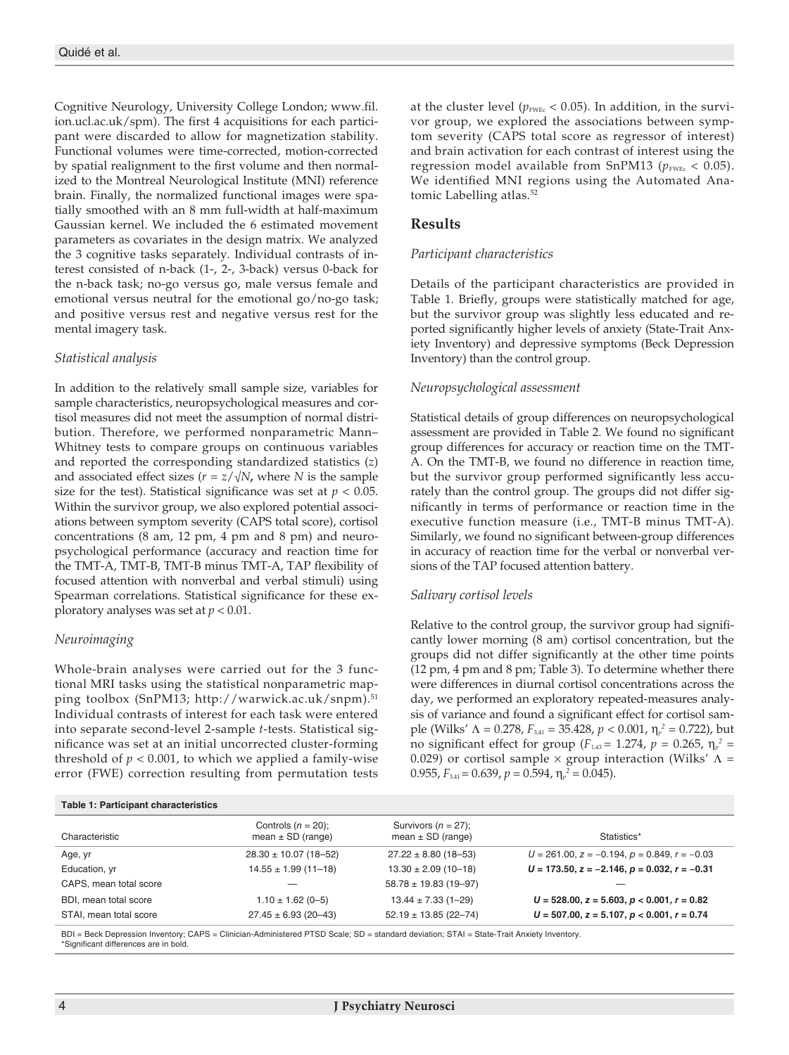Cognitive Neurology, University College London; www.fil.ion.ucl.ac.uk/spm). The first 4 acquisitions for each participant were discarded to allow for magnetization stability. Functional volumes were time-corrected, motion-corrected by spatial realignment to the first volume and then normalized to the Montreal Neurological Institute (MNI) reference brain. Finally, the normalized functional images were spatially smoothed with an 8 mm full-width at half-maximum Gaussian kernel. We included the 6 estimated movement parameters as covariates in the design matrix. We analyzed the 3 cognitive tasks separately. Individual contrasts of interest consisted of n-back (1-, 2-, 3-back) versus 0-back for the n-back task; no-go versus go, male versus female and emotional versus neutral for the emotional go/no-go task; and positive versus rest and negative versus rest for the mental imagery task.

### *Statistical analysis*

In addition to the relatively small sample size, variables for sample characteristics, neuropsychological measures and cortisol measures did not meet the assumption of normal distribution. Therefore, we performed nonparametric Mann–Whitney tests to compare groups on continuous variables and reported the corresponding standardized statistics ($z$) and associated effect sizes ($r = z/\sqrt{N}$, where $N$ is the sample size for the test). Statistical significance was set at $p < 0.05$. Within the survivor group, we also explored potential associations between symptom severity (CAPS total score), cortisol concentrations (8 am, 12 pm, 4 pm and 8 pm) and neuropsychological performance (accuracy and reaction time for the TMT-A, TMT-B, TMT-B minus TMT-A, TAP flexibility of focused attention with nonverbal and verbal stimuli) using Spearman correlations. Statistical significance for these exploratory analyses was set at $p < 0.01$.

### *Neuroimaging*

Whole-brain analyses were carried out for the 3 functional MRI tasks using the statistical nonparametric mapping toolbox (SnPM13; http://warwick.ac.uk/snpm).[51] Individual contrasts of interest for each task were entered into separate second-level 2-sample $t$-tests. Statistical significance was set at an initial uncorrected cluster-forming threshold of $p < 0.001$, to which we applied a family-wise error (FWE) correction resulting from permutation tests at the cluster level ($p_{FWEc} < 0.05$). In addition, in the survivor group, we explored the associations between symptom severity (CAPS total score as regressor of interest) and brain activation for each contrast of interest using the regression model available from SnPM13 ($p_{FWEc} < 0.05$). We identified MNI regions using the Automated Anatomic Labelling atlas.[52]

## Results

### *Participant characteristics*

Details of the participant characteristics are provided in Table 1. Briefly, groups were statistically matched for age, but the survivor group was slightly less educated and reported significantly higher levels of anxiety (State-Trait Anxiety Inventory) and depressive symptoms (Beck Depression Inventory) than the control group.

### *Neuropsychological assessment*

Statistical details of group differences on neuropsychological assessment are provided in Table 2. We found no significant group differences for accuracy or reaction time on the TMT-A. On the TMT-B, we found no difference in reaction time, but the survivor group performed significantly less accurately than the control group. The groups did not differ significantly in terms of performance or reaction time in the executive function measure (i.e., TMT-B minus TMT-A). Similarly, we found no significant between-group differences in accuracy of reaction time for the verbal or nonverbal versions of the TAP focused attention battery.

### *Salivary cortisol levels*

Relative to the control group, the survivor group had significantly lower morning (8 am) cortisol concentration, but the groups did not differ significantly at the other time points (12 pm, 4 pm and 8 pm; Table 3). To determine whether there were differences in diurnal cortisol concentrations across the day, we performed an exploratory repeated-measures analysis of variance and found a significant effect for cortisol sample (Wilks' $\Lambda = 0.278$, $F_{3,41} = 35.428$, $p < 0.001$, $\eta_p^2 = 0.722$), but no significant effect for group ($F_{1,43} = 1.274$, $p = 0.265$, $\eta_p^2 = 0.029$) or cortisol sample × group interaction (Wilks' $\Lambda = 0.955$, $F_{3,41} = 0.639$, $p = 0.594$, $\eta_p^2 = 0.045$).

**Table 1: Participant characteristics**

| Characteristic | Controls ($n = 20$); mean ± SD (range) | Survivors ($n = 27$); mean ± SD (range) | Statistics* |
|---|---|---|---|
| Age, yr | 28.30 ± 10.07 (18–52) | 27.22 ± 8.80 (18–53) | $U = 261.00$, $z = -0.194$, $p = 0.849$, $r = -0.03$ |
| Education, yr | 14.55 ± 1.99 (11–18) | 13.30 ± 2.09 (10–18) | **$U = 173.50$, $z = -2.146$, $p = 0.032$, $r = -0.31$** |
| CAPS, mean total score | — | 58.78 ± 19.83 (19–97) | — |
| BDI, mean total score | 1.10 ± 1.62 (0–5) | 13.44 ± 7.33 (1–29) | **$U = 528.00$, $z = 5.603$, $p < 0.001$, $r = 0.82$** |
| STAI, mean total score | 27.45 ± 6.93 (20–43) | 52.19 ± 13.85 (22–74) | **$U = 507.00$, $z = 5.107$, $p < 0.001$, $r = 0.74$** |

BDI = Beck Depression Inventory; CAPS = Clinician-Administered PTSD Scale; SD = standard deviation; STAI = State-Trait Anxiety Inventory.
*Significant differences are in bold.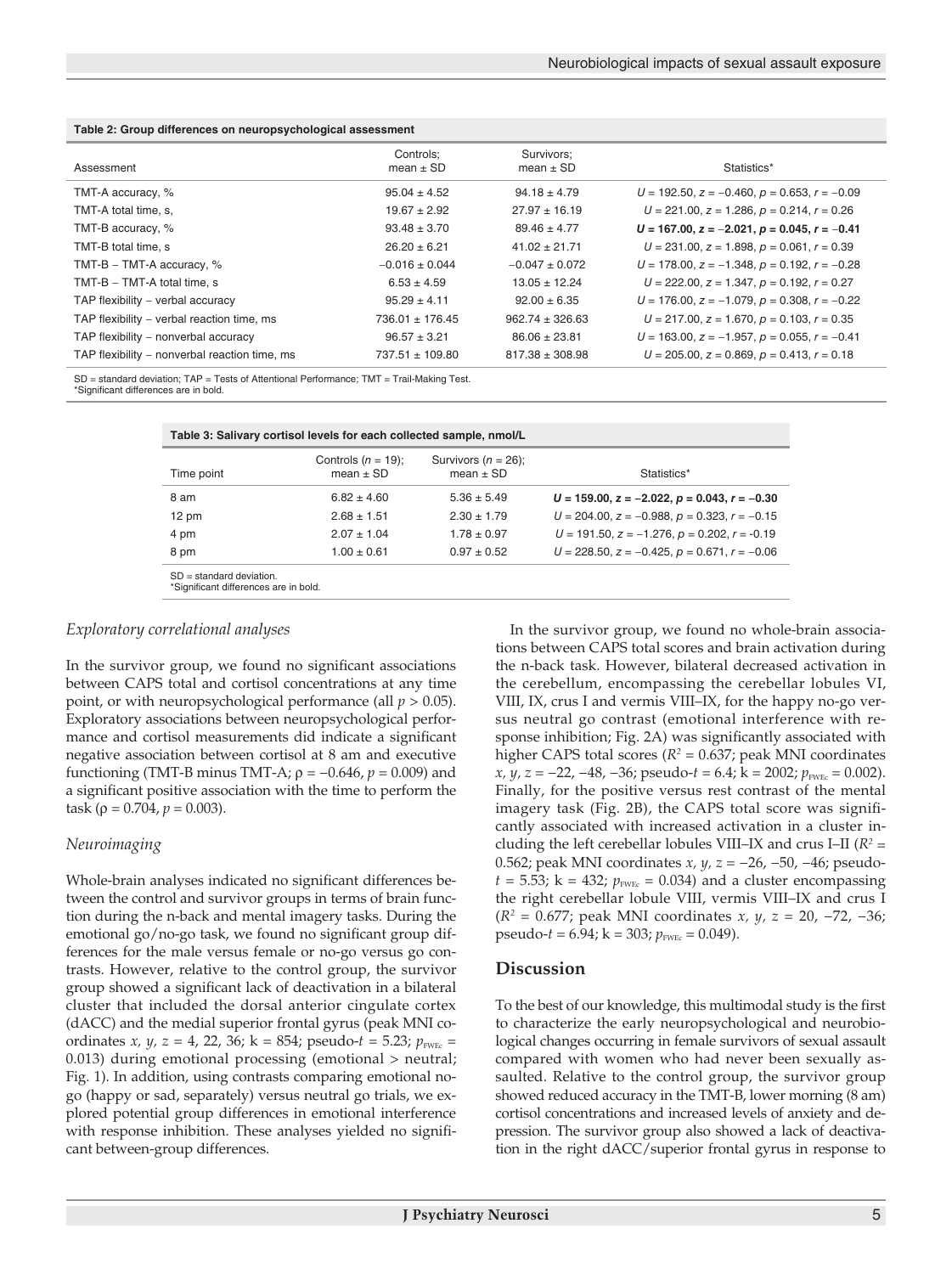**Table 2: Group differences on neuropsychological assessment**

| Assessment | Controls; mean ± SD | Survivors; mean ± SD | Statistics* |
|---|---|---|---|
| TMT-A accuracy, % | 95.04 ± 4.52 | 94.18 ± 4.79 | $U$ = 192.50, $z$ = −0.460, $p$ = 0.653, $r$ = −0.09 |
| TMT-A total time, s, | 19.67 ± 2.92 | 27.97 ± 16.19 | $U$ = 221.00, $z$ = 1.286, $p$ = 0.214, $r$ = 0.26 |
| TMT-B accuracy, % | 93.48 ± 3.70 | 89.46 ± 4.77 | **$U$ = 167.00, $z$ = −2.021, $p$ = 0.045, $r$ = −0.41** |
| TMT-B total time, s | 26.20 ± 6.21 | 41.02 ± 21.71 | $U$ = 231.00, $z$ = 1.898, $p$ = 0.061, $r$ = 0.39 |
| TMT-B − TMT-A accuracy, % | −0.016 ± 0.044 | −0.047 ± 0.072 | $U$ = 178.00, $z$ = −1.348, $p$ = 0.192, $r$ = −0.28 |
| TMT-B − TMT-A total time, s | 6.53 ± 4.59 | 13.05 ± 12.24 | $U$ = 222.00, $z$ = 1.347, $p$ = 0.192, $r$ = 0.27 |
| TAP flexibility – verbal accuracy | 95.29 ± 4.11 | 92.00 ± 6.35 | $U$ = 176.00, $z$ = −1.079, $p$ = 0.308, $r$ = −0.22 |
| TAP flexibility – verbal reaction time, ms | 736.01 ± 176.45 | 962.74 ± 326.63 | $U$ = 217.00, $z$ = 1.670, $p$ = 0.103, $r$ = 0.35 |
| TAP flexibility – nonverbal accuracy | 96.57 ± 3.21 | 86.06 ± 23.81 | $U$ = 163.00, $z$ = −1.957, $p$ = 0.055, $r$ = −0.41 |
| TAP flexibility – nonverbal reaction time, ms | 737.51 ± 109.80 | 817.38 ± 308.98 | $U$ = 205.00, $z$ = 0.869, $p$ = 0.413, $r$ = 0.18 |

SD = standard deviation; TAP = Tests of Attentional Performance; TMT = Trail-Making Test.
*Significant differences are in bold.

**Table 3: Salivary cortisol levels for each collected sample, nmol/L**

| Time point | Controls ($n$ = 19); mean ± SD | Survivors ($n$ = 26); mean ± SD | Statistics* |
|---|---|---|---|
| 8 am | 6.82 ± 4.60 | 5.36 ± 5.49 | **$U$ = 159.00, $z$ = −2.022, $p$ = 0.043, $r$ = −0.30** |
| 12 pm | 2.68 ± 1.51 | 2.30 ± 1.79 | $U$ = 204.00, $z$ = −0.988, $p$ = 0.323, $r$ = −0.15 |
| 4 pm | 2.07 ± 1.04 | 1.78 ± 0.97 | $U$ = 191.50, $z$ = −1.276, $p$ = 0.202, $r$ = -0.19 |
| 8 pm | 1.00 ± 0.61 | 0.97 ± 0.52 | $U$ = 228.50, $z$ = −0.425, $p$ = 0.671, $r$ = −0.06 |

SD = standard deviation.
*Significant differences are in bold.

### *Exploratory correlational analyses*

In the survivor group, we found no significant associations between CAPS total and cortisol concentrations at any time point, or with neuropsychological performance (all $p > 0.05$). Exploratory associations between neuropsychological performance and cortisol measurements did indicate a significant negative association between cortisol at 8 am and executive functioning (TMT-B minus TMT-A; $\rho = -0.646$, $p = 0.009$) and a significant positive association with the time to perform the task ($\rho = 0.704$, $p = 0.003$).

### *Neuroimaging*

Whole-brain analyses indicated no significant differences between the control and survivor groups in terms of brain function during the n-back and mental imagery tasks. During the emotional go/no-go task, we found no significant group differences for the male versus female or no-go versus go contrasts. However, relative to the control group, the survivor group showed a significant lack of deactivation in a bilateral cluster that included the dorsal anterior cingulate cortex (dACC) and the medial superior frontal gyrus (peak MNI coordinates $x, y, z$ = 4, 22, 36; k = 854; pseudo-$t$ = 5.23; $p_{FWEc}$ = 0.013) during emotional processing (emotional > neutral; Fig. 1). In addition, using contrasts comparing emotional no-go (happy or sad, separately) versus neutral go trials, we explored potential group differences in emotional interference with response inhibition. These analyses yielded no significant between-group differences.

In the survivor group, we found no whole-brain associations between CAPS total scores and brain activation during the n-back task. However, bilateral decreased activation in the cerebellum, encompassing the cerebellar lobules VI, VIII, IX, crus I and vermis VIII–IX, for the happy no-go versus neutral go contrast (emotional interference with response inhibition; Fig. 2A) was significantly associated with higher CAPS total scores ($R^2$ = 0.637; peak MNI coordinates $x, y, z$ = −22, −48, −36; pseudo-$t$ = 6.4; k = 2002; $p_{FWEc}$ = 0.002). Finally, for the positive versus rest contrast of the mental imagery task (Fig. 2B), the CAPS total score was significantly associated with increased activation in a cluster including the left cerebellar lobules VIII–IX and crus I–II ($R^2$ = 0.562; peak MNI coordinates $x, y, z$ = −26, −50, −46; pseudo-$t$ = 5.53; k = 432; $p_{FWEc}$ = 0.034) and a cluster encompassing the right cerebellar lobule VIII, vermis VIII–IX and crus I ($R^2$ = 0.677; peak MNI coordinates $x, y, z$ = 20, −72, −36; pseudo-$t$ = 6.94; k = 303; $p_{FWEc}$ = 0.049).

## Discussion

To the best of our knowledge, this multimodal study is the first to characterize the early neuropsychological and neurobiological changes occurring in female survivors of sexual assault compared with women who had never been sexually assaulted. Relative to the control group, the survivor group showed reduced accuracy in the TMT-B, lower morning (8 am) cortisol concentrations and increased levels of anxiety and depression. The survivor group also showed a lack of deactivation in the right dACC/superior frontal gyrus in response to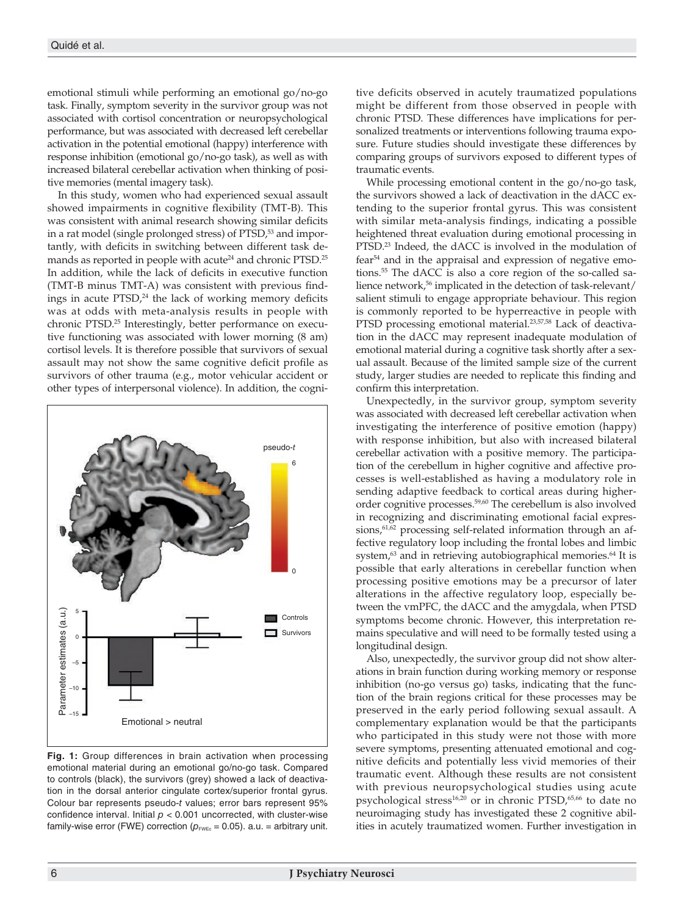emotional stimuli while performing an emotional go/no-go task. Finally, symptom severity in the survivor group was not associated with cortisol concentration or neuropsychological performance, but was associated with decreased left cerebellar activation in the potential emotional (happy) interference with response inhibition (emotional go/no-go task), as well as with increased bilateral cerebellar activation when thinking of positive memories (mental imagery task).

In this study, women who had experienced sexual assault showed impairments in cognitive flexibility (TMT-B). This was consistent with animal research showing similar deficits in a rat model (single prolonged stress) of PTSD,[53] and importantly, with deficits in switching between different task demands as reported in people with acute[24] and chronic PTSD.[25] In addition, while the lack of deficits in executive function (TMT-B minus TMT-A) was consistent with previous findings in acute PTSD,[24] the lack of working memory deficits was at odds with meta-analysis results in people with chronic PTSD.[25] Interestingly, better performance on executive functioning was associated with lower morning (8 am) cortisol levels. It is therefore possible that survivors of sexual assault may not show the same cognitive deficit profile as survivors of other trauma (e.g., motor vehicular accident or other types of interpersonal violence). In addition, the cognitive deficits observed in acutely traumatized populations might be different from those observed in people with chronic PTSD. These differences have implications for personalized treatments or interventions following trauma exposure. Future studies should investigate these differences by comparing groups of survivors exposed to different types of traumatic events.

**Fig. 1:** Group differences in brain activation when processing emotional material during an emotional go/no-go task. Compared to controls (black), the survivors (grey) showed a lack of deactivation in the dorsal anterior cingulate cortex/superior frontal gyrus. Colour bar represents pseudo-*t* values; error bars represent 95% confidence interval. Initial $p < 0.001$ uncorrected, with cluster-wise family-wise error (FWE) correction ($p_{FWEc} = 0.05$). a.u. = arbitrary unit.

While processing emotional content in the go/no-go task, the survivors showed a lack of deactivation in the dACC extending to the superior frontal gyrus. This was consistent with similar meta-analysis findings, indicating a possible heightened threat evaluation during emotional processing in PTSD.[23] Indeed, the dACC is involved in the modulation of fear[54] and in the appraisal and expression of negative emotions.[55] The dACC is also a core region of the so-called salience network,[56] implicated in the detection of task-relevant/salient stimuli to engage appropriate behaviour. This region is commonly reported to be hyperreactive in people with PTSD processing emotional material.[23,57,58] Lack of deactivation in the dACC may represent inadequate modulation of emotional material during a cognitive task shortly after a sexual assault. Because of the limited sample size of the current study, larger studies are needed to replicate this finding and confirm this interpretation.

Unexpectedly, in the survivor group, symptom severity was associated with decreased left cerebellar activation when investigating the interference of positive emotion (happy) with response inhibition, but also with increased bilateral cerebellar activation with a positive memory. The participation of the cerebellum in higher cognitive and affective processes is well-established as having a modulatory role in sending adaptive feedback to cortical areas during higher-order cognitive processes.[59,60] The cerebellum is also involved in recognizing and discriminating emotional facial expressions,[61,62] processing self-related information through an affective regulatory loop including the frontal lobes and limbic system,[63] and in retrieving autobiographical memories.[64] It is possible that early alterations in cerebellar function when processing positive emotions may be a precursor of later alterations in the affective regulatory loop, especially between the vmPFC, the dACC and the amygdala, when PTSD symptoms become chronic. However, this interpretation remains speculative and will need to be formally tested using a longitudinal design.

Also, unexpectedly, the survivor group did not show alterations in brain function during working memory or response inhibition (no-go versus go) tasks, indicating that the function of the brain regions critical for these processes may be preserved in the early period following sexual assault. A complementary explanation would be that the participants who participated in this study were not those with more severe symptoms, presenting attenuated emotional and cognitive deficits and potentially less vivid memories of their traumatic event. Although these results are not consistent with previous neuropsychological studies using acute psychological stress[16,20] or in chronic PTSD,[65,66] to date no neuroimaging study has investigated these 2 cognitive abilities in acutely traumatized women. Further investigation in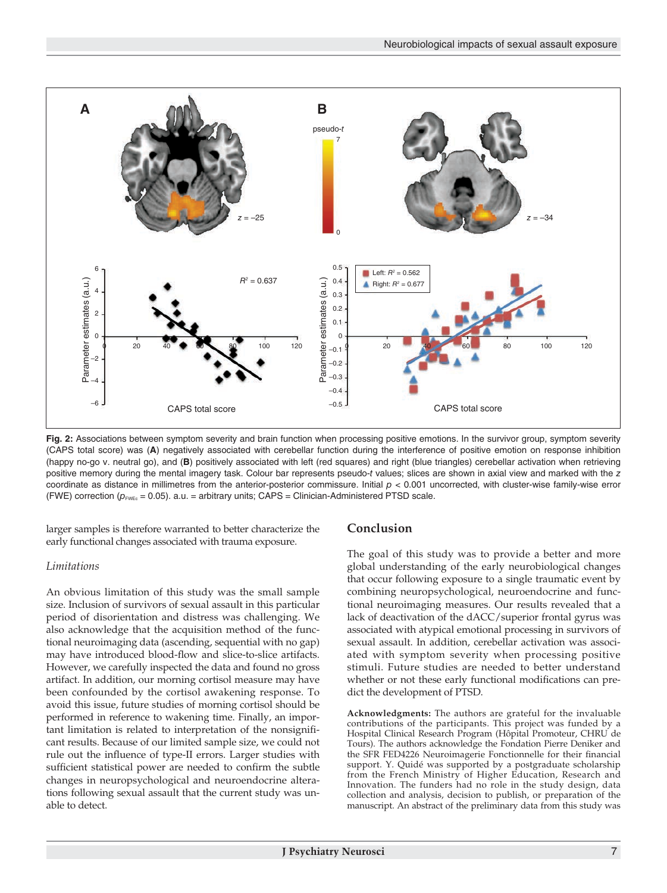**Fig. 2:** Associations between symptom severity and brain function when processing positive emotions. In the survivor group, symptom severity (CAPS total score) was (**A**) negatively associated with cerebellar function during the interference of positive emotion on response inhibition (happy no-go v. neutral go), and (**B**) positively associated with left (red squares) and right (blue triangles) cerebellar activation when retrieving positive memory during the mental imagery task. Colour bar represents pseudo-*t* values; slices are shown in axial view and marked with the *z* coordinate as distance in millimetres from the anterior-posterior commissure. Initial $p < 0.001$ uncorrected, with cluster-wise family-wise error (FWE) correction ($p_{FWEc} = 0.05$). a.u. = arbitrary units; CAPS = Clinician-Administered PTSD scale.

larger samples is therefore warranted to better characterize the early functional changes associated with trauma exposure.

### *Limitations*

An obvious limitation of this study was the small sample size. Inclusion of survivors of sexual assault in this particular period of disorientation and distress was challenging. We also acknowledge that the acquisition method of the functional neuroimaging data (ascending, sequential with no gap) may have introduced blood-flow and slice-to-slice artifacts. However, we carefully inspected the data and found no gross artifact. In addition, our morning cortisol measure may have been confounded by the cortisol awakening response. To avoid this issue, future studies of morning cortisol should be performed in reference to wakening time. Finally, an important limitation is related to interpretation of the nonsignificant results. Because of our limited sample size, we could not rule out the influence of type-II errors. Larger studies with sufficient statistical power are needed to confirm the subtle changes in neuropsychological and neuroendocrine alterations following sexual assault that the current study was unable to detect.

## Conclusion

The goal of this study was to provide a better and more global understanding of the early neurobiological changes that occur following exposure to a single traumatic event by combining neuropsychological, neuroendocrine and functional neuroimaging measures. Our results revealed that a lack of deactivation of the dACC/superior frontal gyrus was associated with atypical emotional processing in survivors of sexual assault. In addition, cerebellar activation was associated with symptom severity when processing positive stimuli. Future studies are needed to better understand whether or not these early functional modifications can predict the development of PTSD.

**Acknowledgments:** The authors are grateful for the invaluable contributions of the participants. This project was funded by a Hospital Clinical Research Program (Hôpital Promoteur, CHRU de Tours). The authors acknowledge the Fondation Pierre Deniker and the SFR FED4226 Neuroimagerie Fonctionnelle for their financial support. Y. Quidé was supported by a postgraduate scholarship from the French Ministry of Higher Education, Research and Innovation. The funders had no role in the study design, data collection and analysis, decision to publish, or preparation of the manuscript. An abstract of the preliminary data from this study was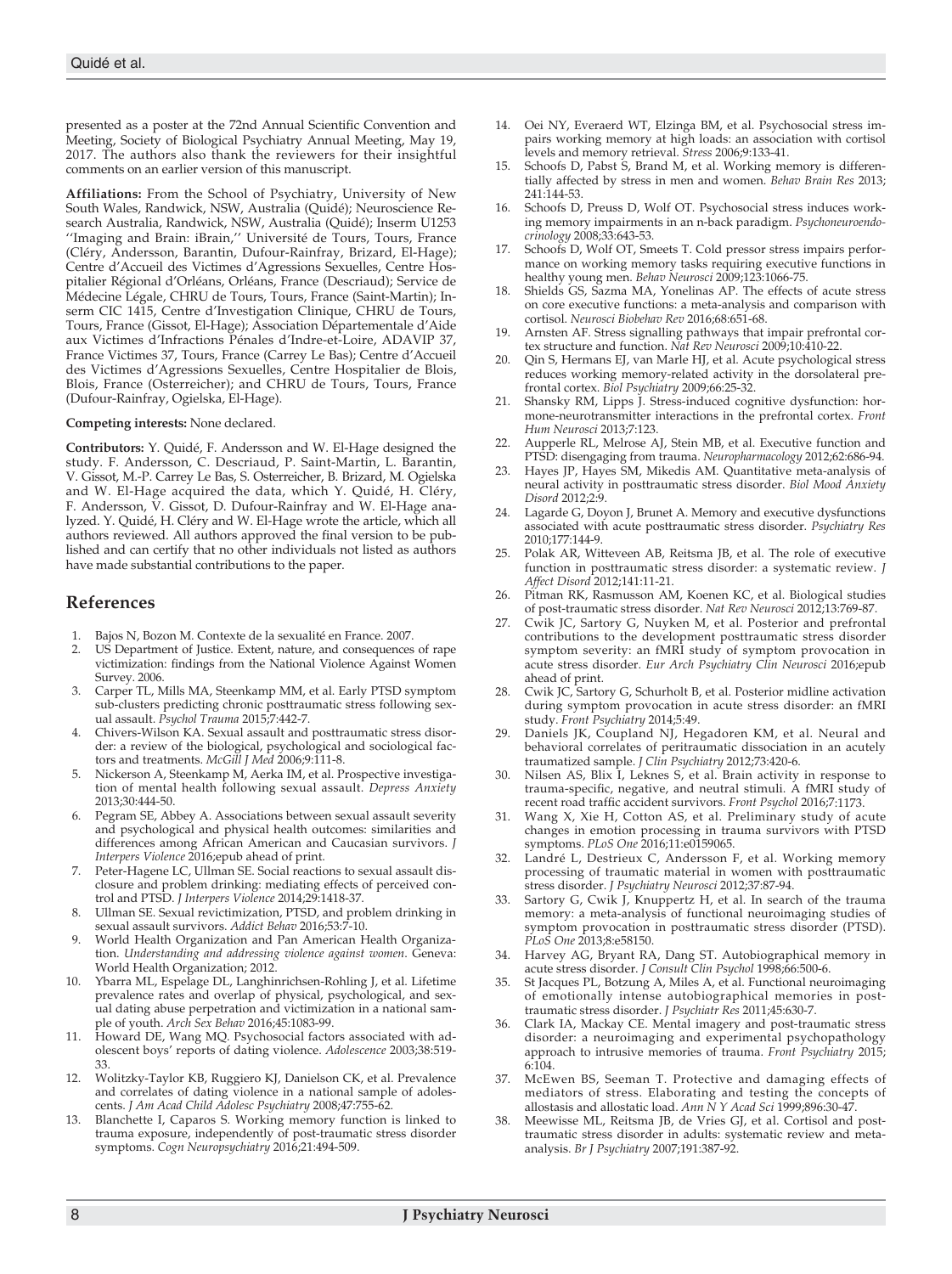presented as a poster at the 72nd Annual Scientific Convention and Meeting, Society of Biological Psychiatry Annual Meeting, May 19, 2017. The authors also thank the reviewers for their insightful comments on an earlier version of this manuscript.

**Affiliations:** From the School of Psychiatry, University of New South Wales, Randwick, NSW, Australia (Quidé); Neuroscience Research Australia, Randwick, NSW, Australia (Quidé); Inserm U1253 ''Imaging and Brain: iBrain,'' Université de Tours, Tours, France (Cléry, Andersson, Barantin, Dufour-Rainfray, Brizard, El-Hage); Centre d'Accueil des Victimes d'Agressions Sexuelles, Centre Hospitalier Régional d'Orléans, Orléans, France (Descriaud); Service de Médecine Légale, CHRU de Tours, Tours, France (Saint-Martin); Inserm CIC 1415, Centre d'Investigation Clinique, CHRU de Tours, Tours, France (Gissot, El-Hage); Association Départementale d'Aide aux Victimes d'Infractions Pénales d'Indre-et-Loire, ADAVIP 37, France Victimes 37, Tours, France (Carrey Le Bas); Centre d'Accueil des Victimes d'Agressions Sexuelles, Centre Hospitalier de Blois, Blois, France (Osterreicher); and CHRU de Tours, Tours, France (Dufour-Rainfray, Ogielska, El-Hage).

**Competing interests:** None declared.

**Contributors:** Y. Quidé, F. Andersson and W. El-Hage designed the study. F. Andersson, C. Descriaud, P. Saint-Martin, L. Barantin, V. Gissot, M.-P. Carrey Le Bas, S. Osterreicher, B. Brizard, M. Ogielska and W. El-Hage acquired the data, which Y. Quidé, H. Cléry, F. Andersson, V. Gissot, D. Dufour-Rainfray and W. El-Hage analyzed. Y. Quidé, H. Cléry and W. El-Hage wrote the article, which all authors reviewed. All authors approved the final version to be published and can certify that no other individuals not listed as authors have made substantial contributions to the paper.

## References

1. Bajos N, Bozon M. Contexte de la sexualité en France. 2007.
2. US Department of Justice. Extent, nature, and consequences of rape victimization: findings from the National Violence Against Women Survey. 2006.
3. Carper TL, Mills MA, Steenkamp MM, et al. Early PTSD symptom sub-clusters predicting chronic posttraumatic stress following sexual assault. *Psychol Trauma* 2015;7:442-7.
4. Chivers-Wilson KA. Sexual assault and posttraumatic stress disorder: a review of the biological, psychological and sociological factors and treatments. *McGill J Med* 2006;9:111-8.
5. Nickerson A, Steenkamp M, Aerka IM, et al. Prospective investigation of mental health following sexual assault. *Depress Anxiety* 2013;30:444-50.
6. Pegram SE, Abbey A. Associations between sexual assault severity and psychological and physical health outcomes: similarities and differences among African American and Caucasian survivors. *J Interpers Violence* 2016;epub ahead of print.
7. Peter-Hagene LC, Ullman SE. Social reactions to sexual assault disclosure and problem drinking: mediating effects of perceived control and PTSD. *J Interpers Violence* 2014;29:1418-37.
8. Ullman SE. Sexual revictimization, PTSD, and problem drinking in sexual assault survivors. *Addict Behav* 2016;53:7-10.
9. World Health Organization and Pan American Health Organization. *Understanding and addressing violence against women*. Geneva: World Health Organization; 2012.
10. Ybarra ML, Espelage DL, Langhinrichsen-Rohling J, et al. Lifetime prevalence rates and overlap of physical, psychological, and sexual dating abuse perpetration and victimization in a national sample of youth. *Arch Sex Behav* 2016;45:1083-99.
11. Howard DE, Wang MQ. Psychosocial factors associated with adolescent boys' reports of dating violence. *Adolescence* 2003;38:519-33.
12. Wolitzky-Taylor KB, Ruggiero KJ, Danielson CK, et al. Prevalence and correlates of dating violence in a national sample of adolescents. *J Am Acad Child Adolesc Psychiatry* 2008;47:755-62.
13. Blanchette I, Caparos S. Working memory function is linked to trauma exposure, independently of post-traumatic stress disorder symptoms. *Cogn Neuropsychiatry* 2016;21:494-509.
14. Oei NY, Everaerd WT, Elzinga BM, et al. Psychosocial stress impairs working memory at high loads: an association with cortisol levels and memory retrieval. *Stress* 2006;9:133-41.
15. Schoofs D, Pabst S, Brand M, et al. Working memory is differentially affected by stress in men and women. *Behav Brain Res* 2013; 241:144-53.
16. Schoofs D, Preuss D, Wolf OT. Psychosocial stress induces working memory impairments in an n-back paradigm. *Psychoneuroendocrinology* 2008;33:643-53.
17. Schoofs D, Wolf OT, Smeets T. Cold pressor stress impairs performance on working memory tasks requiring executive functions in healthy young men. *Behav Neurosci* 2009;123:1066-75.
18. Shields GS, Sazma MA, Yonelinas AP. The effects of acute stress on core executive functions: a meta-analysis and comparison with cortisol. *Neurosci Biobehav Rev* 2016;68:651-68.
19. Arnsten AF. Stress signalling pathways that impair prefrontal cortex structure and function. *Nat Rev Neurosci* 2009;10:410-22.
20. Qin S, Hermans EJ, van Marle HJ, et al. Acute psychological stress reduces working memory-related activity in the dorsolateral prefrontal cortex. *Biol Psychiatry* 2009;66:25-32.
21. Shansky RM, Lipps J. Stress-induced cognitive dysfunction: hormone-neurotransmitter interactions in the prefrontal cortex. *Front Hum Neurosci* 2013;7:123.
22. Aupperle RL, Melrose AJ, Stein MB, et al. Executive function and PTSD: disengaging from trauma. *Neuropharmacology* 2012;62:686-94.
23. Hayes JP, Hayes SM, Mikedis AM. Quantitative meta-analysis of neural activity in posttraumatic stress disorder. *Biol Mood Anxiety Disord* 2012;2:9.
24. Lagarde G, Doyon J, Brunet A. Memory and executive dysfunctions associated with acute posttraumatic stress disorder. *Psychiatry Res* 2010;177:144-9.
25. Polak AR, Witteveen AB, Reitsma JB, et al. The role of executive function in posttraumatic stress disorder: a systematic review. *J Affect Disord* 2012;141:11-21.
26. Pitman RK, Rasmusson AM, Koenen KC, et al. Biological studies of post-traumatic stress disorder. *Nat Rev Neurosci* 2012;13:769-87.
27. Cwik JC, Sartory G, Nuyken M, et al. Posterior and prefrontal contributions to the development posttraumatic stress disorder symptom severity: an fMRI study of symptom provocation in acute stress disorder. *Eur Arch Psychiatry Clin Neurosci* 2016;epub ahead of print.
28. Cwik JC, Sartory G, Schurholt B, et al. Posterior midline activation during symptom provocation in acute stress disorder: an fMRI study. *Front Psychiatry* 2014;5:49.
29. Daniels JK, Coupland NJ, Hegadoren KM, et al. Neural and behavioral correlates of peritraumatic dissociation in an acutely traumatized sample. *J Clin Psychiatry* 2012;73:420-6.
30. Nilsen AS, Blix I, Leknes S, et al. Brain activity in response to trauma-specific, negative, and neutral stimuli. A fMRI study of recent road traffic accident survivors. *Front Psychol* 2016;7:1173.
31. Wang X, Xie H, Cotton AS, et al. Preliminary study of acute changes in emotion processing in trauma survivors with PTSD symptoms. *PLoS One* 2016;11:e0159065.
32. Landré L, Destrieux C, Andersson F, et al. Working memory processing of traumatic material in women with posttraumatic stress disorder. *J Psychiatry Neurosci* 2012;37:87-94.
33. Sartory G, Cwik J, Knuppertz H, et al. In search of the trauma memory: a meta-analysis of functional neuroimaging studies of symptom provocation in posttraumatic stress disorder (PTSD). *PLoS One* 2013;8:e58150.
34. Harvey AG, Bryant RA, Dang ST. Autobiographical memory in acute stress disorder. *J Consult Clin Psychol* 1998;66:500-6.
35. St Jacques PL, Botzung A, Miles A, et al. Functional neuroimaging of emotionally intense autobiographical memories in post-traumatic stress disorder. *J Psychiatr Res* 2011;45:630-7.
36. Clark IA, Mackay CE. Mental imagery and post-traumatic stress disorder: a neuroimaging and experimental psychopathology approach to intrusive memories of trauma. *Front Psychiatry* 2015; 6:104.
37. McEwen BS, Seeman T. Protective and damaging effects of mediators of stress. Elaborating and testing the concepts of allostasis and allostatic load. *Ann N Y Acad Sci* 1999;896:30-47.
38. Meewisse ML, Reitsma JB, de Vries GJ, et al. Cortisol and post-traumatic stress disorder in adults: systematic review and meta-analysis. *Br J Psychiatry* 2007;191:387-92.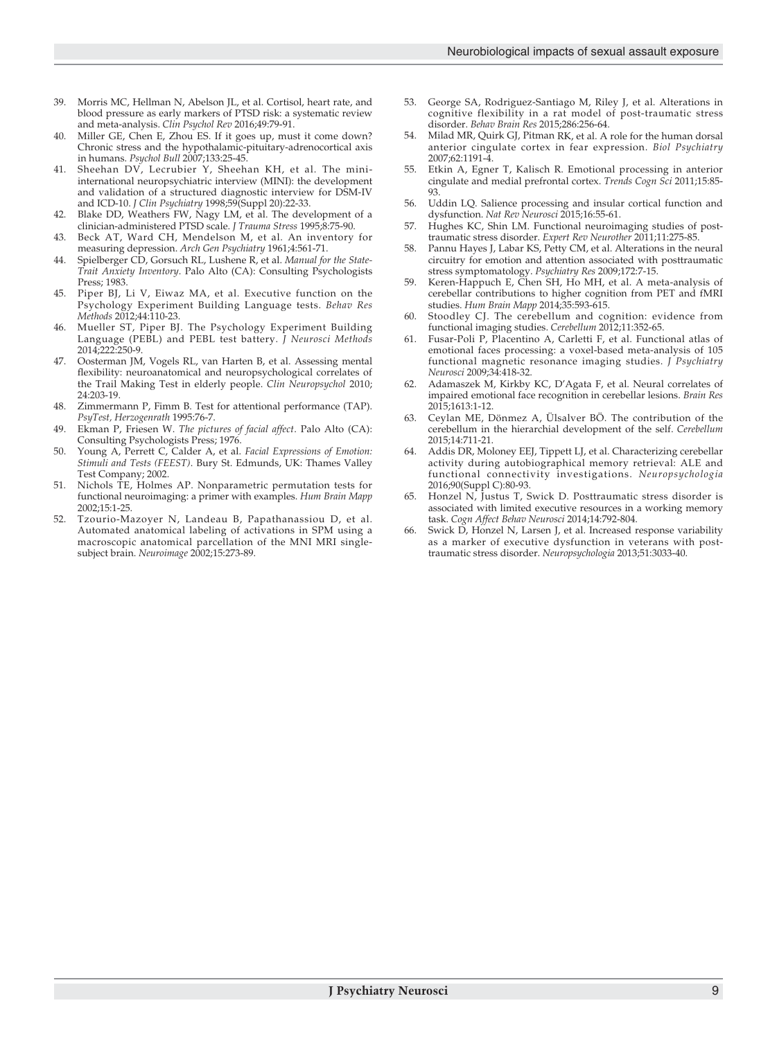39. Morris MC, Hellman N, Abelson JL, et al. Cortisol, heart rate, and blood pressure as early markers of PTSD risk: a systematic review and meta-analysis. *Clin Psychol Rev* 2016;49:79-91.
40. Miller GE, Chen E, Zhou ES. If it goes up, must it come down? Chronic stress and the hypothalamic-pituitary-adrenocortical axis in humans. *Psychol Bull* 2007;133:25-45.
41. Sheehan DV, Lecrubier Y, Sheehan KH, et al. The mini-international neuropsychiatric interview (MINI): the development and validation of a structured diagnostic interview for DSM-IV and ICD-10. *J Clin Psychiatry* 1998;59(Suppl 20):22-33.
42. Blake DD, Weathers FW, Nagy LM, et al. The development of a clinician-administered PTSD scale. *J Trauma Stress* 1995;8:75-90.
43. Beck AT, Ward CH, Mendelson M, et al. An inventory for measuring depression. *Arch Gen Psychiatry* 1961;4:561-71.
44. Spielberger CD, Gorsuch RL, Lushene R, et al. *Manual for the State-Trait Anxiety Inventory*. Palo Alto (CA): Consulting Psychologists Press; 1983.
45. Piper BJ, Li V, Eiwaz MA, et al. Executive function on the Psychology Experiment Building Language tests. *Behav Res Methods* 2012;44:110-23.
46. Mueller ST, Piper BJ. The Psychology Experiment Building Language (PEBL) and PEBL test battery. *J Neurosci Methods* 2014;222:250-9.
47. Oosterman JM, Vogels RL, van Harten B, et al. Assessing mental flexibility: neuroanatomical and neuropsychological correlates of the Trail Making Test in elderly people. *Clin Neuropsychol* 2010; 24:203-19.
48. Zimmermann P, Fimm B. Test for attentional performance (TAP). *PsyTest, Herzogenrath* 1995:76-7.
49. Ekman P, Friesen W. *The pictures of facial affect*. Palo Alto (CA): Consulting Psychologists Press; 1976.
50. Young A, Perrett C, Calder A, et al. *Facial Expressions of Emotion: Stimuli and Tests (FEEST)*. Bury St. Edmunds, UK: Thames Valley Test Company; 2002.
51. Nichols TE, Holmes AP. Nonparametric permutation tests for functional neuroimaging: a primer with examples. *Hum Brain Mapp* 2002;15:1-25.
52. Tzourio-Mazoyer N, Landeau B, Papathanassiou D, et al. Automated anatomical labeling of activations in SPM using a macroscopic anatomical parcellation of the MNI MRI single-subject brain. *Neuroimage* 2002;15:273-89.
53. George SA, Rodriguez-Santiago M, Riley J, et al. Alterations in cognitive flexibility in a rat model of post-traumatic stress disorder. *Behav Brain Res* 2015;286:256-64.
54. Milad MR, Quirk GJ, Pitman RK, et al. A role for the human dorsal anterior cingulate cortex in fear expression. *Biol Psychiatry* 2007;62:1191-4.
55. Etkin A, Egner T, Kalisch R. Emotional processing in anterior cingulate and medial prefrontal cortex. *Trends Cogn Sci* 2011;15:85-93.
56. Uddin LQ. Salience processing and insular cortical function and dysfunction. *Nat Rev Neurosci* 2015;16:55-61.
57. Hughes KC, Shin LM. Functional neuroimaging studies of post-traumatic stress disorder. *Expert Rev Neurother* 2011;11:275-85.
58. Pannu Hayes J, Labar KS, Petty CM, et al. Alterations in the neural circuitry for emotion and attention associated with posttraumatic stress symptomatology. *Psychiatry Res* 2009;172:7-15.
59. Keren-Happuch E, Chen SH, Ho MH, et al. A meta-analysis of cerebellar contributions to higher cognition from PET and fMRI studies. *Hum Brain Mapp* 2014;35:593-615.
60. Stoodley CJ. The cerebellum and cognition: evidence from functional imaging studies. *Cerebellum* 2012;11:352-65.
61. Fusar-Poli P, Placentino A, Carletti F, et al. Functional atlas of emotional faces processing: a voxel-based meta-analysis of 105 functional magnetic resonance imaging studies. *J Psychiatry Neurosci* 2009;34:418-32.
62. Adamaszek M, Kirkby KC, D'Agata F, et al. Neural correlates of impaired emotional face recognition in cerebellar lesions. *Brain Res* 2015;1613:1-12.
63. Ceylan ME, Dönmez A, Ülsalver BÖ. The contribution of the cerebellum in the hierarchial development of the self. *Cerebellum* 2015;14:711-21.
64. Addis DR, Moloney EEJ, Tippett LJ, et al. Characterizing cerebellar activity during autobiographical memory retrieval: ALE and functional connectivity investigations. *Neuropsychologia* 2016;90(Suppl C):80-93.
65. Honzel N, Justus T, Swick D. Posttraumatic stress disorder is associated with limited executive resources in a working memory task. *Cogn Affect Behav Neurosci* 2014;14:792-804.
66. Swick D, Honzel N, Larsen J, et al. Increased response variability as a marker of executive dysfunction in veterans with post-traumatic stress disorder. *Neuropsychologia* 2013;51:3033-40.